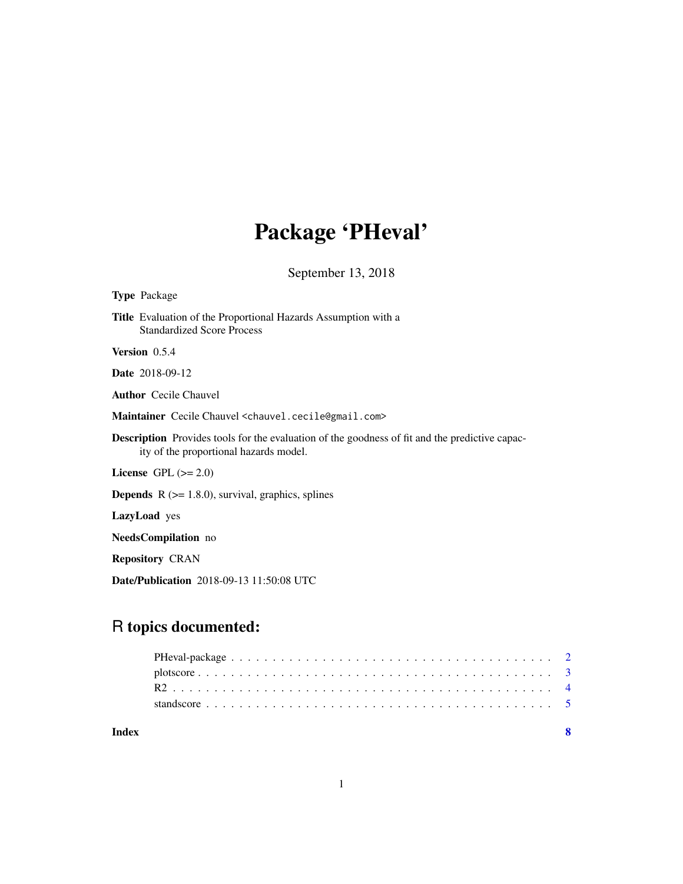# Package 'PHeval'

September 13, 2018

**Type** Package

**Title** Evaluation of the Proportional Hazards Assumption with a Standardized Score Process

**Version** 0.5.4

**Date** 2018-09-12

**Author** Cecile Chauvel

**Maintainer** Cecile Chauvel <chauvel.cecile@gmail.com>

**Description** Provides tools for the evaluation of the goodness of fit and the predictive capacity of the proportional hazards model.

**License** GPL (>= 2.0)

**Depends** R (>= 1.8.0), survival, graphics, splines

**LazyLoad** yes

**NeedsCompilation** no

**Repository** CRAN

**Date/Publication** 2018-09-13 11:50:08 UTC

## R topics documented:

- PHeval-package . . . . . . . . . . . . . . . . . . . . . . . . . . . . . . . . . . . . 2
- plotscore . . . . . . . . . . . . . . . . . . . . . . . . . . . . . . . . . . . . . . . . 3
- R2 . . . . . . . . . . . . . . . . . . . . . . . . . . . . . . . . . . . . . . . . . . . 4
- standscore . . . . . . . . . . . . . . . . . . . . . . . . . . . . . . . . . . . . . . . 5

**Index** **8**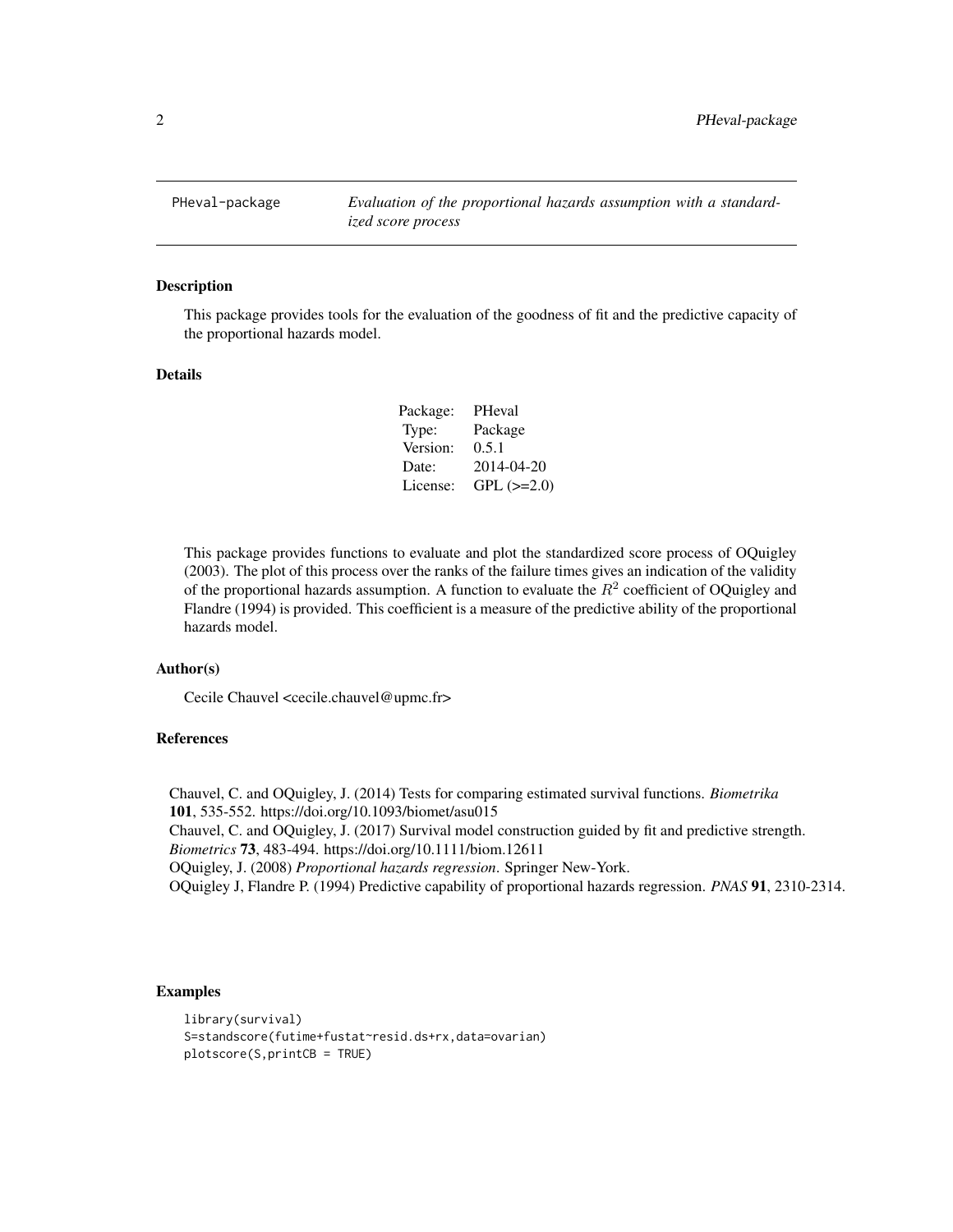PHeval-package *Evaluation of the proportional hazards assumption with a standardized score process*

## Description

This package provides tools for the evaluation of the goodness of fit and the predictive capacity of the proportional hazards model.

## Details

| | |
|---|---|
| Package: | PHeval |
| Type: | Package |
| Version: | 0.5.1 |
| Date: | 2014-04-20 |
| License: | GPL (>=2.0) |

This package provides functions to evaluate and plot the standardized score process of OQuigley (2003). The plot of this process over the ranks of the failure times gives an indication of the validity of the proportional hazards assumption. A function to evaluate the $R^2$ coefficient of OQuigley and Flandre (1994) is provided. This coefficient is a measure of the predictive ability of the proportional hazards model.

## Author(s)

Cecile Chauvel <cecile.chauvel@upmc.fr>

## References

Chauvel, C. and OQuigley, J. (2014) Tests for comparing estimated survival functions. *Biometrika* **101**, 535-552. https://doi.org/10.1093/biomet/asu015
Chauvel, C. and OQuigley, J. (2017) Survival model construction guided by fit and predictive strength. *Biometrics* **73**, 483-494. https://doi.org/10.1111/biom.12611
OQuigley, J. (2008) *Proportional hazards regression*. Springer New-York.
OQuigley J, Flandre P. (1994) Predictive capability of proportional hazards regression. *PNAS* **91**, 2310-2314.

## Examples

```
library(survival)
S=standscore(futime+fustat~resid.ds+rx,data=ovarian)
plotscore(S,printCB = TRUE)
```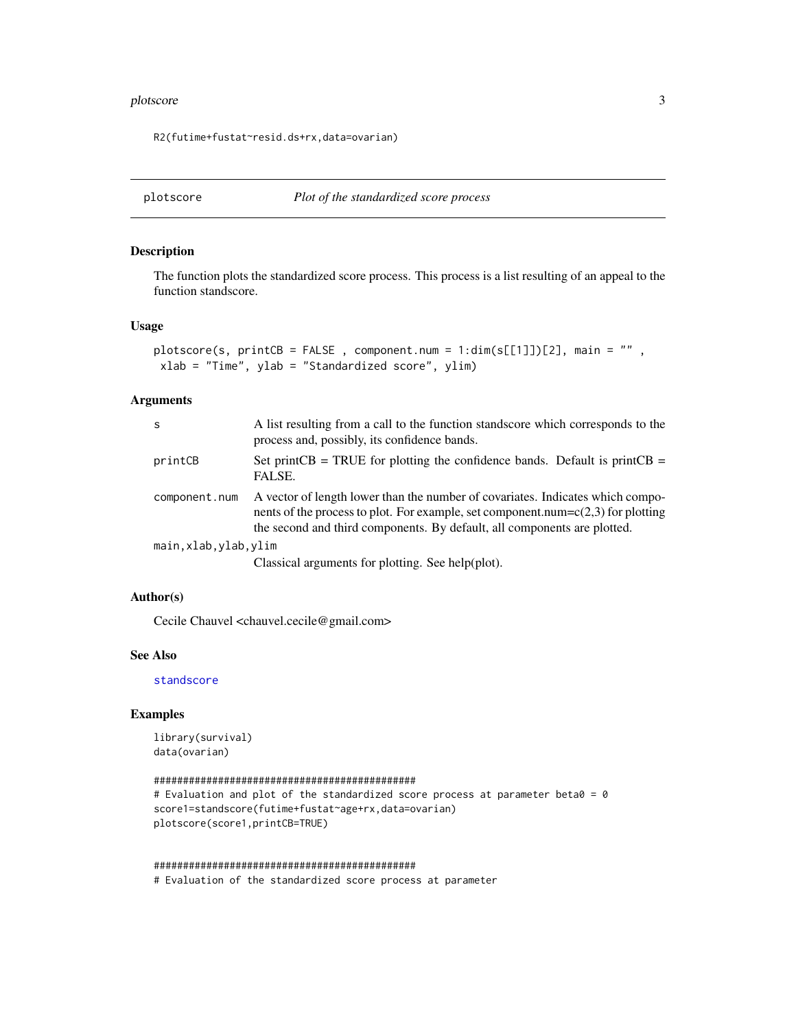```
R2(futime+fustat~resid.ds+rx,data=ovarian)
```

---

## plotscore — *Plot of the standardized score process*

### Description

The function plots the standardized score process. This process is a list resulting of an appeal to the function standscore.

### Usage

```
plotscore(s, printCB = FALSE , component.num = 1:dim(s[[1]])[2], main = "" ,
 xlab = "Time", ylab = "Standardized score", ylim)
```

### Arguments

| | |
|---|---|
| `s` | A list resulting from a call to the function standscore which corresponds to the process and, possibly, its confidence bands. |
| `printCB` | Set printCB = TRUE for plotting the confidence bands. Default is printCB = FALSE. |
| `component.num` | A vector of length lower than the number of covariates. Indicates which components of the process to plot. For example, set component.num=c(2,3) for plotting the second and third components. By default, all components are plotted. |
| `main,xlab,ylab,ylim` | Classical arguments for plotting. See help(plot). |

### Author(s)

Cecile Chauvel <chauvel.cecile@gmail.com>

### See Also

standscore

### Examples

```
library(survival)
data(ovarian)

################################################
# Evaluation and plot of the standardized score process at parameter beta0 = 0
score1=standscore(futime+fustat~age+rx,data=ovarian)
plotscore(score1,printCB=TRUE)


################################################
# Evaluation of the standardized score process at parameter
```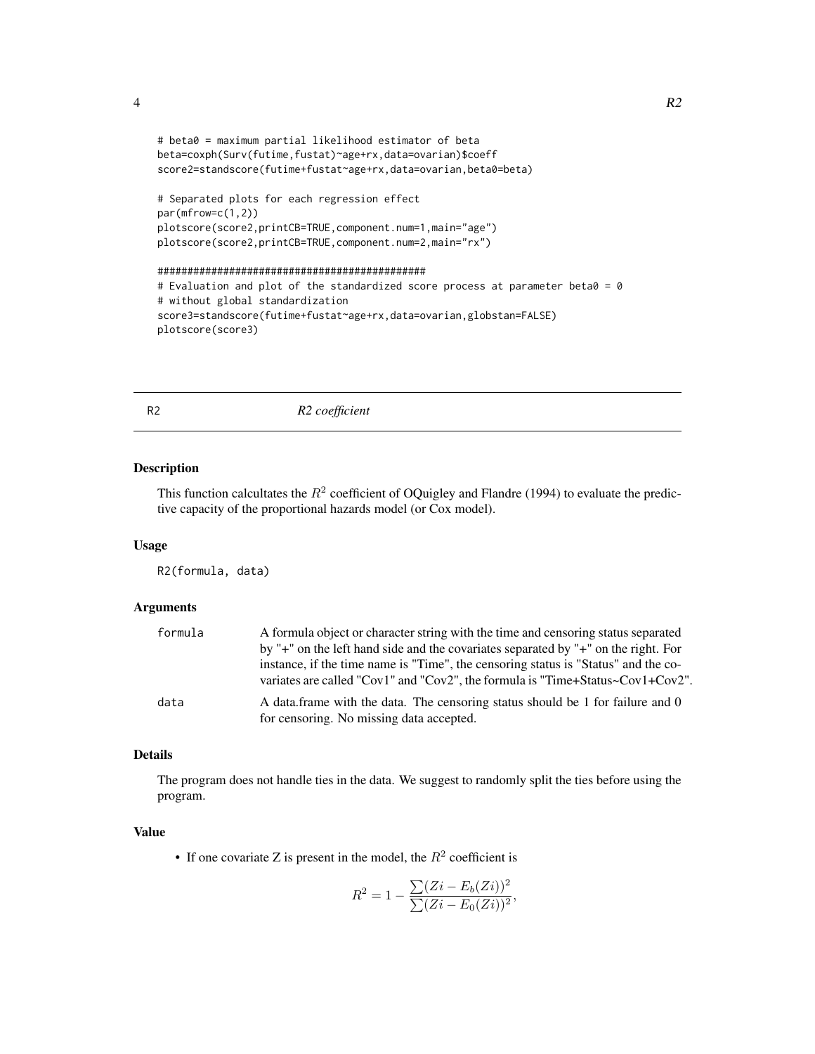```
# beta0 = maximum partial likelihood estimator of beta
beta=coxph(Surv(futime,fustat)~age+rx,data=ovarian)$coeff
score2=standscore(futime+fustat~age+rx,data=ovarian,beta0=beta)

# Separated plots for each regression effect
par(mfrow=c(1,2))
plotscore(score2,printCB=TRUE,component.num=1,main="age")
plotscore(score2,printCB=TRUE,component.num=2,main="rx")

##############################################
# Evaluation and plot of the standardized score process at parameter beta0 = 0
# without global standardization
score3=standscore(futime+fustat~age+rx,data=ovarian,globstan=FALSE)
plotscore(score3)
```

## R2 — *R2 coefficient*

### Description

This function calcultates the $R^2$ coefficient of OQuigley and Flandre (1994) to evaluate the predictive capacity of the proportional hazards model (or Cox model).

### Usage

```
R2(formula, data)
```

### Arguments

| | |
|---|---|
| `formula` | A formula object or character string with the time and censoring status separated by "+" on the left hand side and the covariates separated by "+" on the right. For instance, if the time name is "Time", the censoring status is "Status" and the covariates are called "Cov1" and "Cov2", the formula is "Time+Status~Cov1+Cov2". |
| `data` | A data.frame with the data. The censoring status should be 1 for failure and 0 for censoring. No missing data accepted. |

### Details

The program does not handle ties in the data. We suggest to randomly split the ties before using the program.

### Value

- If one covariate Z is present in the model, the $R^2$ coefficient is

$$R^2 = 1 - \frac{\sum (Zi - E_b(Zi))^2}{\sum (Zi - E_0(Zi))^2},$$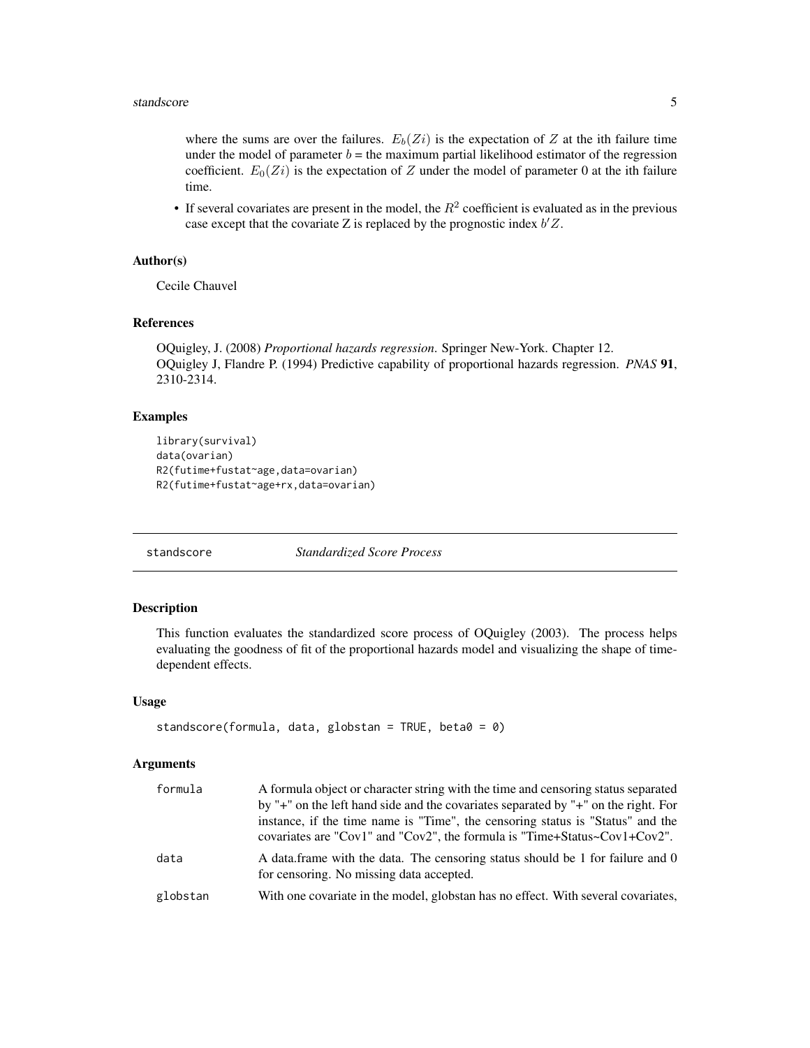where the sums are over the failures. $E_b(Zi)$ is the expectation of $Z$ at the ith failure time under the model of parameter $b$ = the maximum partial likelihood estimator of the regression coefficient. $E_0(Zi)$ is the expectation of $Z$ under the model of parameter 0 at the ith failure time.

- If several covariates are present in the model, the $R^2$ coefficient is evaluated as in the previous case except that the covariate Z is replaced by the prognostic index $b'Z$.

### Author(s)

Cecile Chauvel

### References

OQuigley, J. (2008) *Proportional hazards regression*. Springer New-York. Chapter 12.
OQuigley J, Flandre P. (1994) Predictive capability of proportional hazards regression. *PNAS* **91**, 2310-2314.

### Examples

```
library(survival)
data(ovarian)
R2(futime+fustat~age,data=ovarian)
R2(futime+fustat~age+rx,data=ovarian)
```

## standscore *Standardized Score Process*

### Description

This function evaluates the standardized score process of OQuigley (2003). The process helps evaluating the goodness of fit of the proportional hazards model and visualizing the shape of time-dependent effects.

### Usage

```
standscore(formula, data, globstan = TRUE, beta0 = 0)
```

### Arguments

| | |
|---|---|
| formula | A formula object or character string with the time and censoring status separated by "+" on the left hand side and the covariates separated by "+" on the right. For instance, if the time name is "Time", the censoring status is "Status" and the covariates are "Cov1" and "Cov2", the formula is "Time+Status~Cov1+Cov2". |
| data | A data.frame with the data. The censoring status should be 1 for failure and 0 for censoring. No missing data accepted. |
| globstan | With one covariate in the model, globstan has no effect. With several covariates, |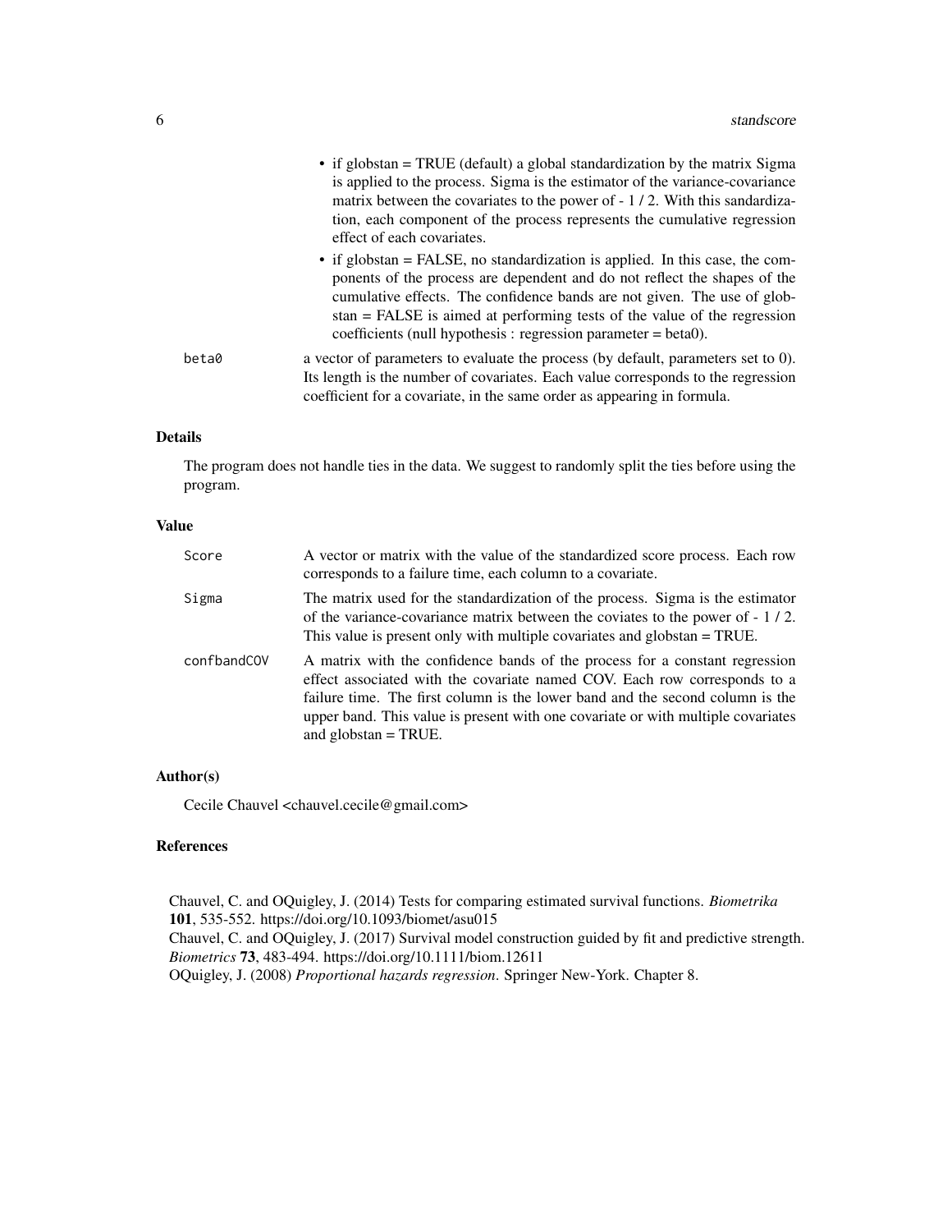- if globstan = TRUE (default) a global standardization by the matrix Sigma is applied to the process. Sigma is the estimator of the variance-covariance matrix between the covariates to the power of - 1 / 2. With this sandardization, each component of the process represents the cumulative regression effect of each covariates.
- if globstan = FALSE, no standardization is applied. In this case, the components of the process are dependent and do not reflect the shapes of the cumulative effects. The confidence bands are not given. The use of globstan = FALSE is aimed at performing tests of the value of the regression coefficients (null hypothesis : regression parameter = beta0).

`beta0` a vector of parameters to evaluate the process (by default, parameters set to 0). Its length is the number of covariates. Each value corresponds to the regression coefficient for a covariate, in the same order as appearing in formula.

### Details

The program does not handle ties in the data. We suggest to randomly split the ties before using the program.

### Value

`Score` A vector or matrix with the value of the standardized score process. Each row corresponds to a failure time, each column to a covariate.

`Sigma` The matrix used for the standardization of the process. Sigma is the estimator of the variance-covariance matrix between the coviates to the power of - 1 / 2. This value is present only with multiple covariates and globstan = TRUE.

`confbandCOV` A matrix with the confidence bands of the process for a constant regression effect associated with the covariate named COV. Each row corresponds to a failure time. The first column is the lower band and the second column is the upper band. This value is present with one covariate or with multiple covariates and globstan = TRUE.

### Author(s)

Cecile Chauvel <chauvel.cecile@gmail.com>

### References

Chauvel, C. and OQuigley, J. (2014) Tests for comparing estimated survival functions. *Biometrika* **101**, 535-552. https://doi.org/10.1093/biomet/asu015
Chauvel, C. and OQuigley, J. (2017) Survival model construction guided by fit and predictive strength. *Biometrics* **73**, 483-494. https://doi.org/10.1111/biom.12611
OQuigley, J. (2008) *Proportional hazards regression*. Springer New-York. Chapter 8.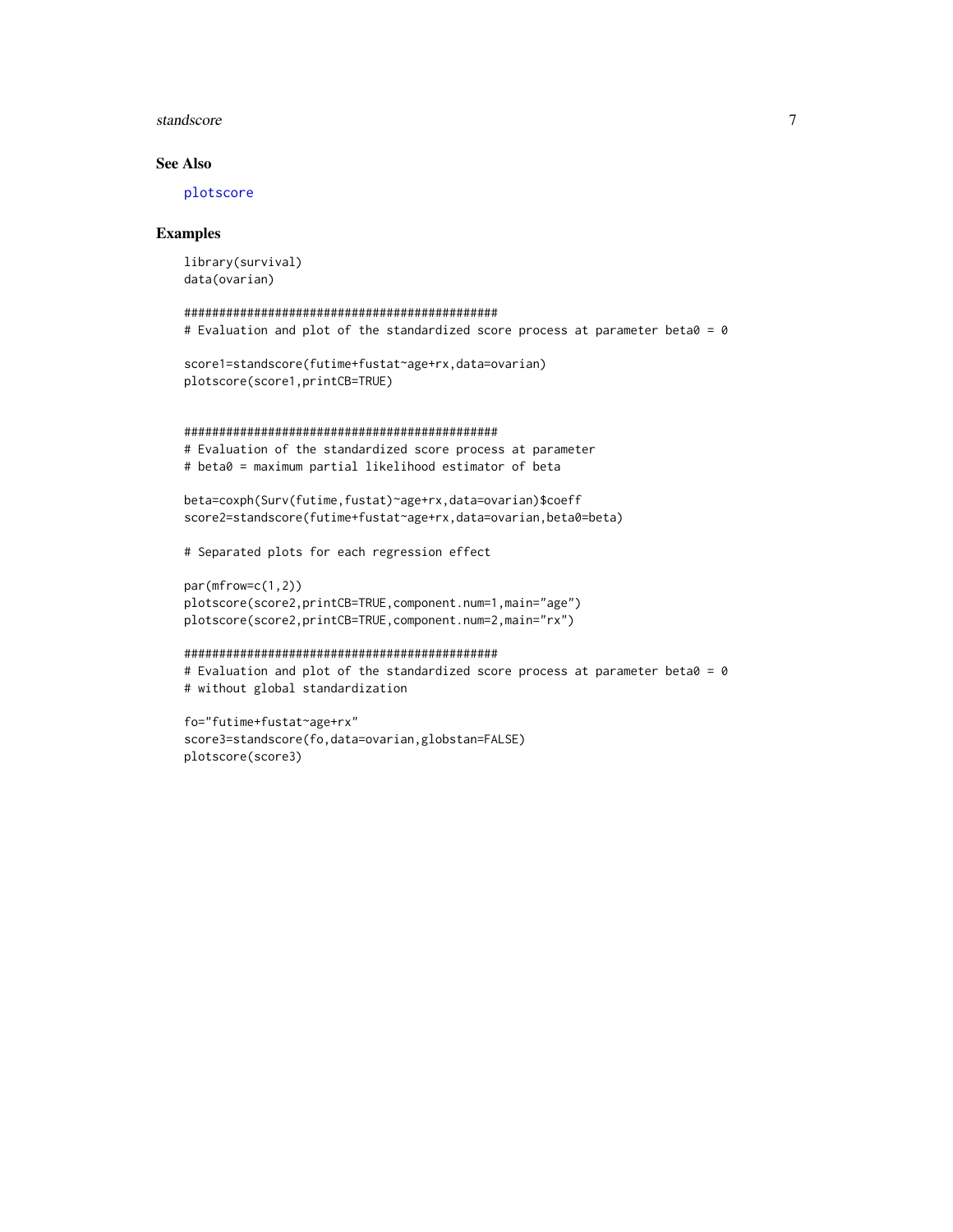## See Also

plotscore

## Examples

```
library(survival)
data(ovarian)

##############################################
# Evaluation and plot of the standardized score process at parameter beta0 = 0

score1=standscore(futime+fustat~age+rx,data=ovarian)
plotscore(score1,printCB=TRUE)


##############################################
# Evaluation of the standardized score process at parameter
# beta0 = maximum partial likelihood estimator of beta

beta=coxph(Surv(futime,fustat)~age+rx,data=ovarian)$coeff
score2=standscore(futime+fustat~age+rx,data=ovarian,beta0=beta)

# Separated plots for each regression effect

par(mfrow=c(1,2))
plotscore(score2,printCB=TRUE,component.num=1,main="age")
plotscore(score2,printCB=TRUE,component.num=2,main="rx")

##############################################
# Evaluation and plot of the standardized score process at parameter beta0 = 0
# without global standardization

fo="futime+fustat~age+rx"
score3=standscore(fo,data=ovarian,globstan=FALSE)
plotscore(score3)
```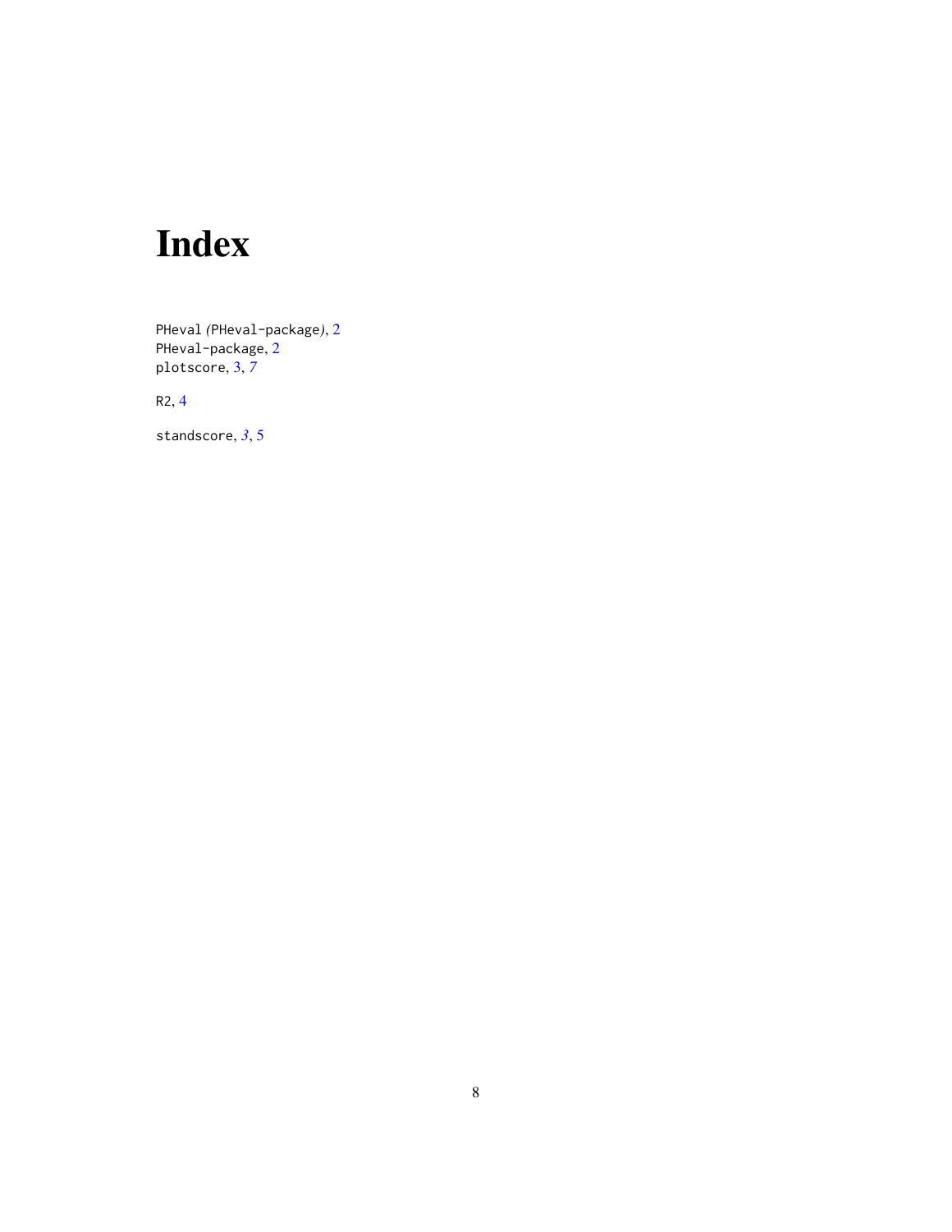# Index

PHeval (PHeval-package), 2
PHeval-package, 2
plotscore, 3, *7*

R2, 4

standscore, *3*, 5